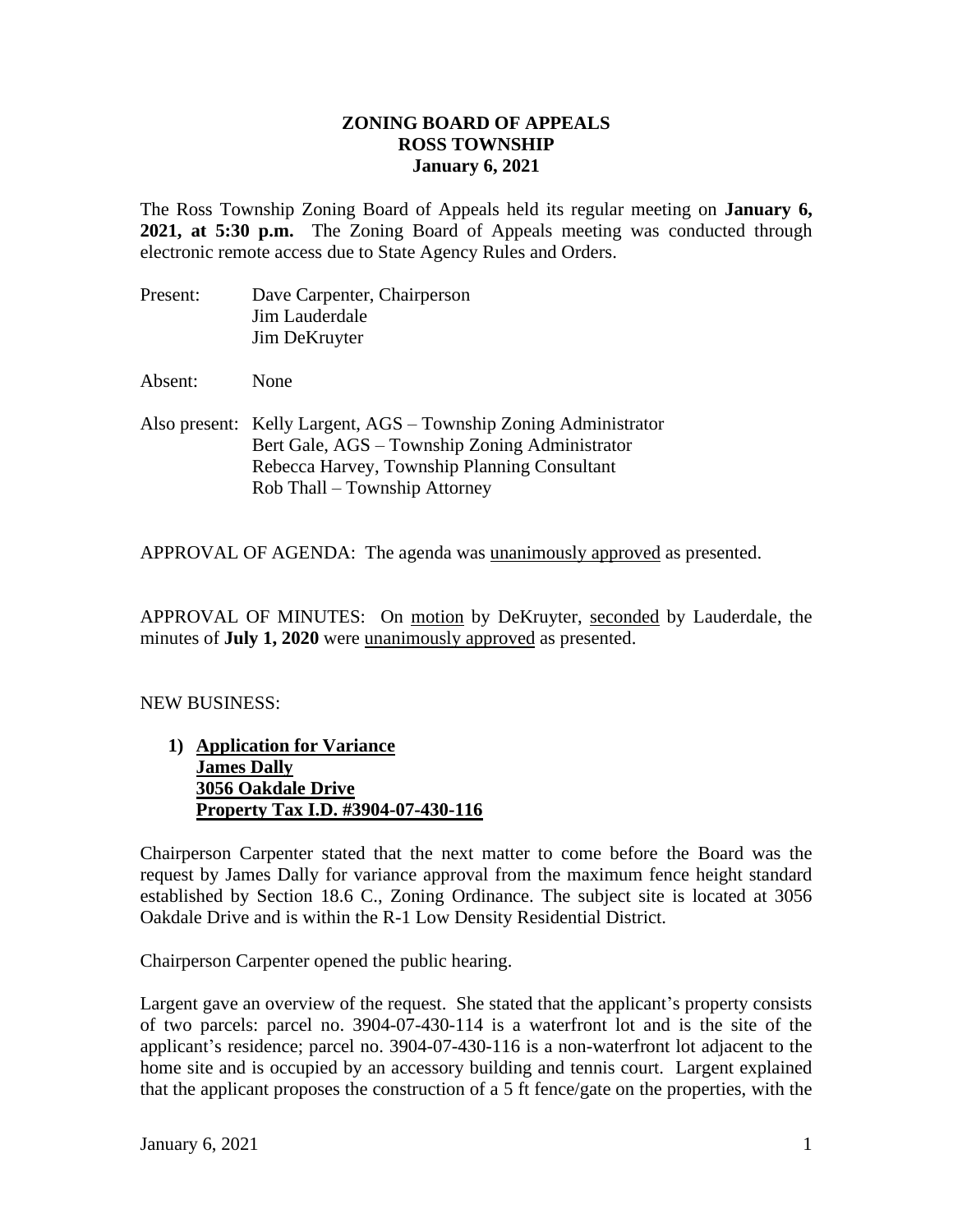**ZONING BOARD OF APPEALS**
**ROSS TOWNSHIP**
**January 6, 2021**

The Ross Township Zoning Board of Appeals held its regular meeting on **January 6, 2021, at 5:30 p.m.** The Zoning Board of Appeals meeting was conducted through electronic remote access due to State Agency Rules and Orders.

Present: Dave Carpenter, Chairperson
Jim Lauderdale
Jim DeKruyter

Absent: None

Also present: Kelly Largent, AGS – Township Zoning Administrator
Bert Gale, AGS – Township Zoning Administrator
Rebecca Harvey, Township Planning Consultant
Rob Thall – Township Attorney

APPROVAL OF AGENDA: The agenda was unanimously approved as presented.

APPROVAL OF MINUTES: On motion by DeKruyter, seconded by Lauderdale, the minutes of **July 1, 2020** were unanimously approved as presented.

NEW BUSINESS:

**1) Application for Variance**
**James Dally**
**3056 Oakdale Drive**
**Property Tax I.D. #3904-07-430-116**

Chairperson Carpenter stated that the next matter to come before the Board was the request by James Dally for variance approval from the maximum fence height standard established by Section 18.6 C., Zoning Ordinance. The subject site is located at 3056 Oakdale Drive and is within the R-1 Low Density Residential District.

Chairperson Carpenter opened the public hearing.

Largent gave an overview of the request. She stated that the applicant's property consists of two parcels: parcel no. 3904-07-430-114 is a waterfront lot and is the site of the applicant's residence; parcel no. 3904-07-430-116 is a non-waterfront lot adjacent to the home site and is occupied by an accessory building and tennis court. Largent explained that the applicant proposes the construction of a 5 ft fence/gate on the properties, with the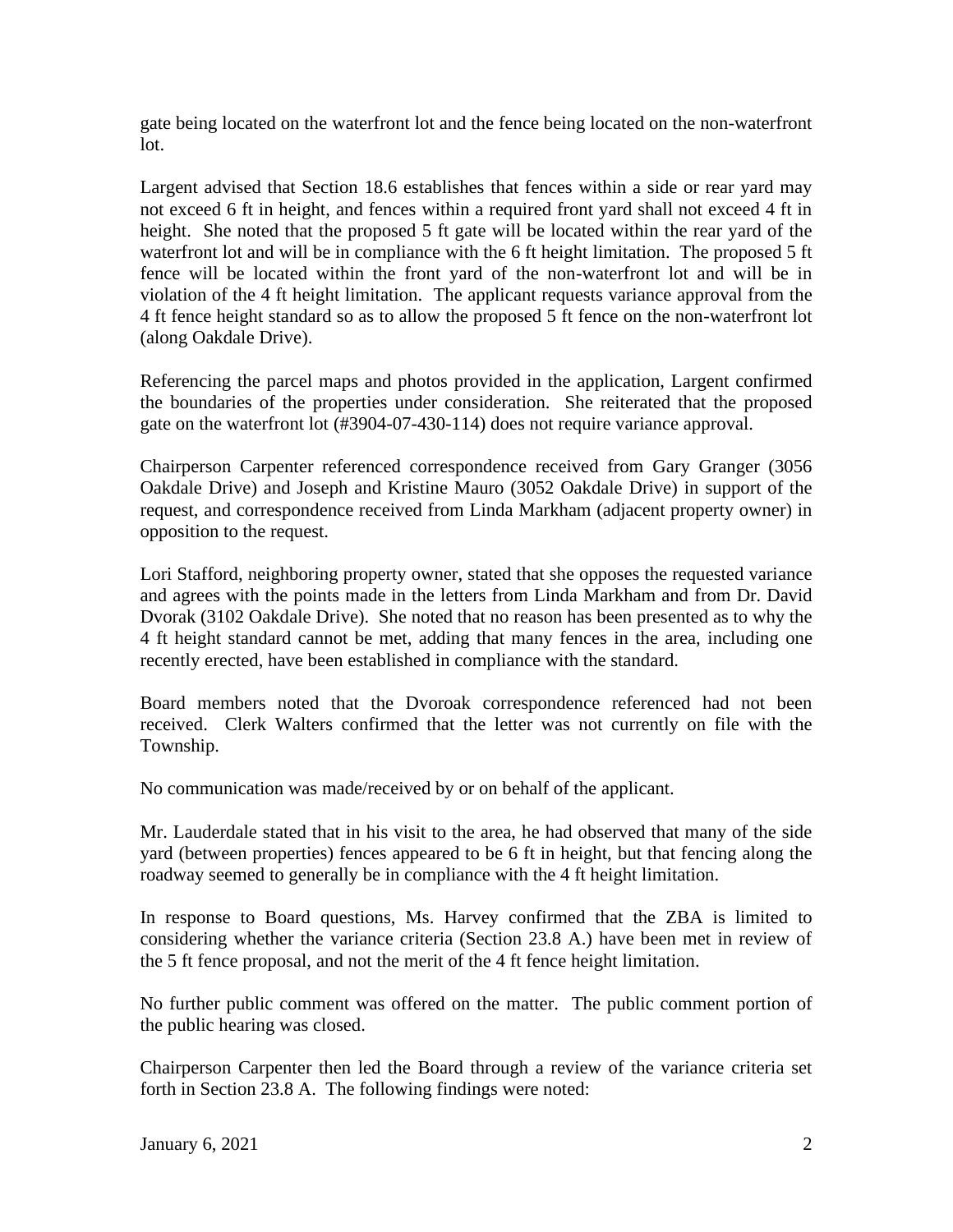gate being located on the waterfront lot and the fence being located on the non-waterfront lot.

Largent advised that Section 18.6 establishes that fences within a side or rear yard may not exceed 6 ft in height, and fences within a required front yard shall not exceed 4 ft in height. She noted that the proposed 5 ft gate will be located within the rear yard of the waterfront lot and will be in compliance with the 6 ft height limitation. The proposed 5 ft fence will be located within the front yard of the non-waterfront lot and will be in violation of the 4 ft height limitation. The applicant requests variance approval from the 4 ft fence height standard so as to allow the proposed 5 ft fence on the non-waterfront lot (along Oakdale Drive).

Referencing the parcel maps and photos provided in the application, Largent confirmed the boundaries of the properties under consideration. She reiterated that the proposed gate on the waterfront lot (#3904-07-430-114) does not require variance approval.

Chairperson Carpenter referenced correspondence received from Gary Granger (3056 Oakdale Drive) and Joseph and Kristine Mauro (3052 Oakdale Drive) in support of the request, and correspondence received from Linda Markham (adjacent property owner) in opposition to the request.

Lori Stafford, neighboring property owner, stated that she opposes the requested variance and agrees with the points made in the letters from Linda Markham and from Dr. David Dvorak (3102 Oakdale Drive). She noted that no reason has been presented as to why the 4 ft height standard cannot be met, adding that many fences in the area, including one recently erected, have been established in compliance with the standard.

Board members noted that the Dvoroak correspondence referenced had not been received. Clerk Walters confirmed that the letter was not currently on file with the Township.

No communication was made/received by or on behalf of the applicant.

Mr. Lauderdale stated that in his visit to the area, he had observed that many of the side yard (between properties) fences appeared to be 6 ft in height, but that fencing along the roadway seemed to generally be in compliance with the 4 ft height limitation.

In response to Board questions, Ms. Harvey confirmed that the ZBA is limited to considering whether the variance criteria (Section 23.8 A.) have been met in review of the 5 ft fence proposal, and not the merit of the 4 ft fence height limitation.

No further public comment was offered on the matter. The public comment portion of the public hearing was closed.

Chairperson Carpenter then led the Board through a review of the variance criteria set forth in Section 23.8 A. The following findings were noted:

January 6, 2021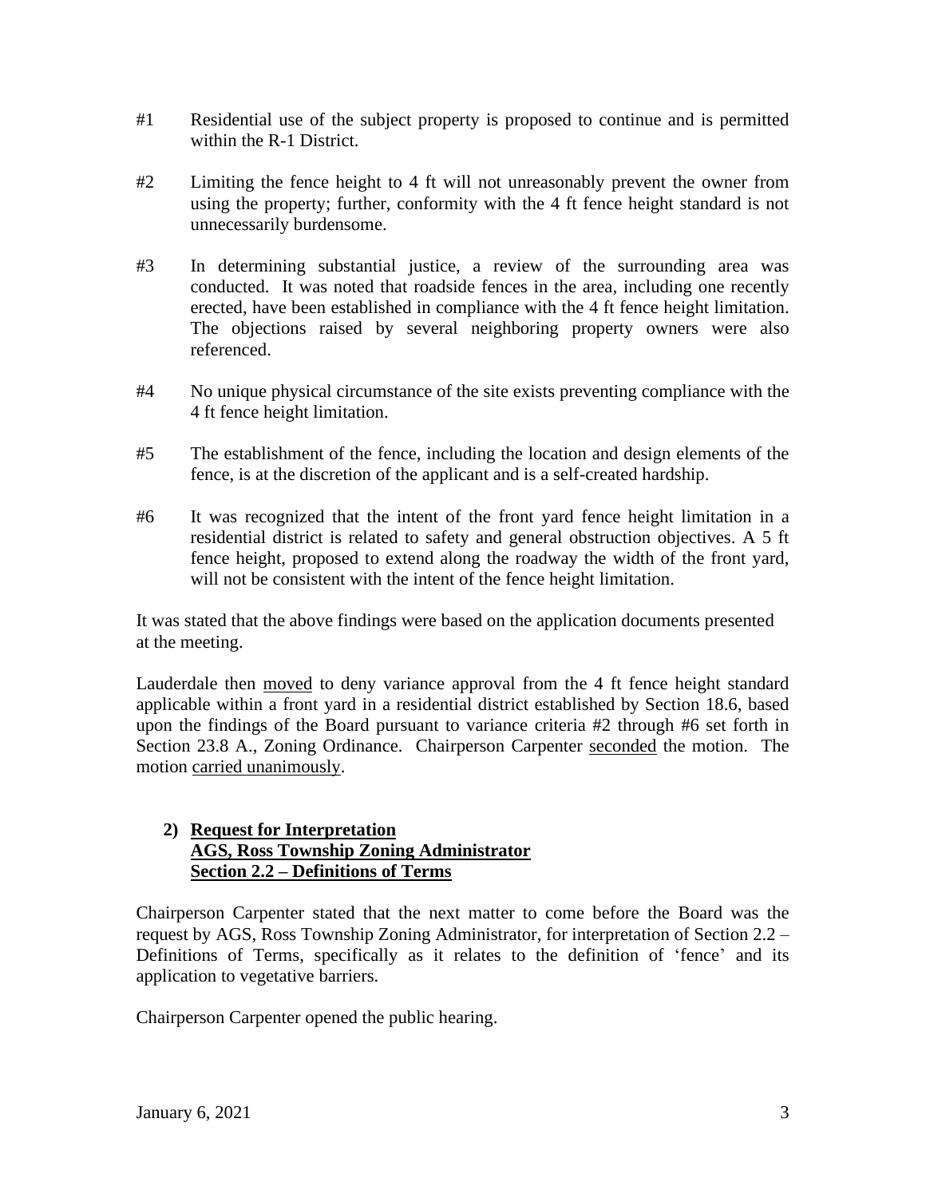#1 Residential use of the subject property is proposed to continue and is permitted within the R-1 District.

#2 Limiting the fence height to 4 ft will not unreasonably prevent the owner from using the property; further, conformity with the 4 ft fence height standard is not unnecessarily burdensome.

#3 In determining substantial justice, a review of the surrounding area was conducted. It was noted that roadside fences in the area, including one recently erected, have been established in compliance with the 4 ft fence height limitation. The objections raised by several neighboring property owners were also referenced.

#4 No unique physical circumstance of the site exists preventing compliance with the 4 ft fence height limitation.

#5 The establishment of the fence, including the location and design elements of the fence, is at the discretion of the applicant and is a self-created hardship.

#6 It was recognized that the intent of the front yard fence height limitation in a residential district is related to safety and general obstruction objectives. A 5 ft fence height, proposed to extend along the roadway the width of the front yard, will not be consistent with the intent of the fence height limitation.

It was stated that the above findings were based on the application documents presented at the meeting.

Lauderdale then moved to deny variance approval from the 4 ft fence height standard applicable within a front yard in a residential district established by Section 18.6, based upon the findings of the Board pursuant to variance criteria #2 through #6 set forth in Section 23.8 A., Zoning Ordinance. Chairperson Carpenter seconded the motion. The motion carried unanimously.

**2) Request for Interpretation**
**AGS, Ross Township Zoning Administrator**
**Section 2.2 – Definitions of Terms**

Chairperson Carpenter stated that the next matter to come before the Board was the request by AGS, Ross Township Zoning Administrator, for interpretation of Section 2.2 – Definitions of Terms, specifically as it relates to the definition of 'fence' and its application to vegetative barriers.

Chairperson Carpenter opened the public hearing.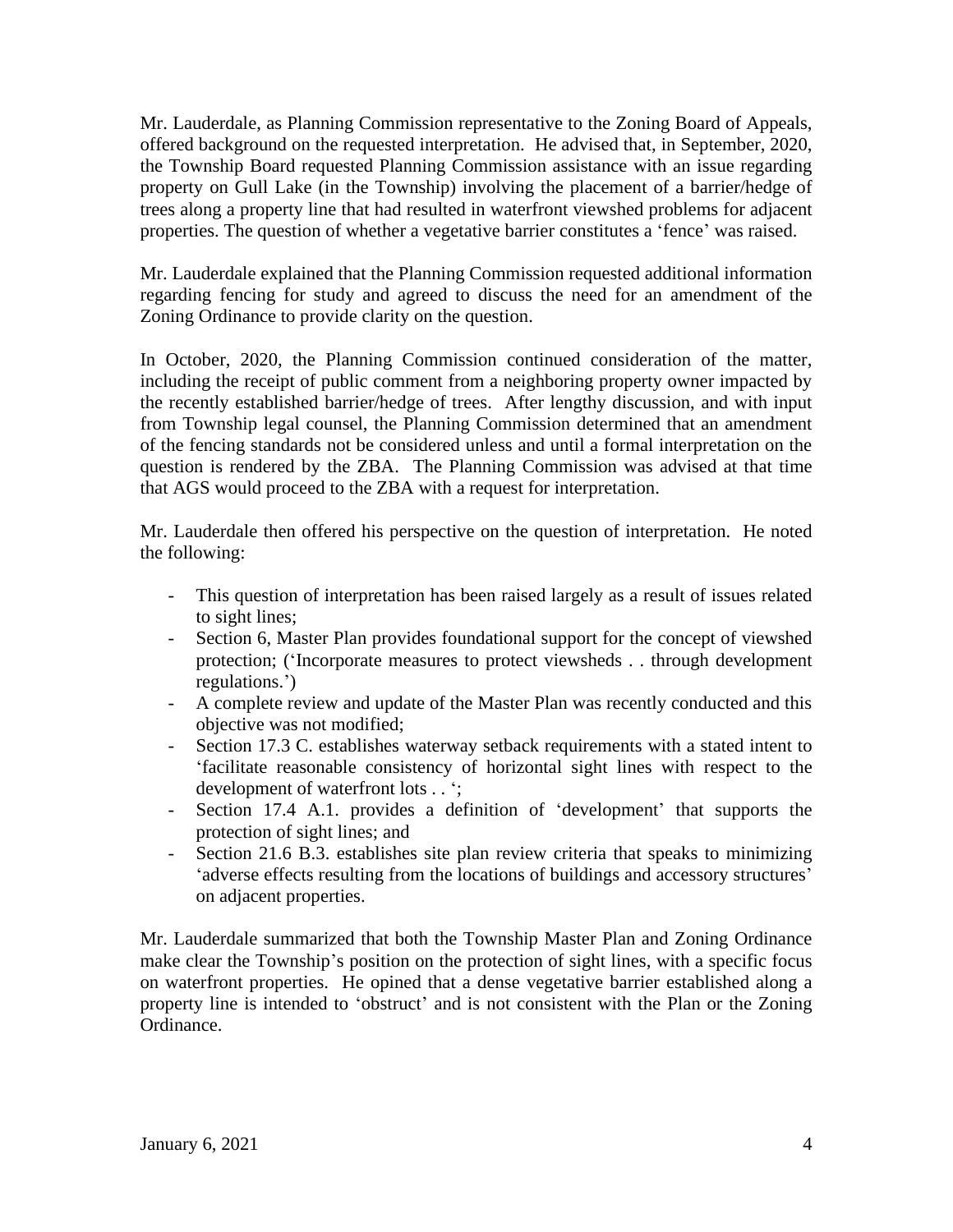Mr. Lauderdale, as Planning Commission representative to the Zoning Board of Appeals, offered background on the requested interpretation. He advised that, in September, 2020, the Township Board requested Planning Commission assistance with an issue regarding property on Gull Lake (in the Township) involving the placement of a barrier/hedge of trees along a property line that had resulted in waterfront viewshed problems for adjacent properties. The question of whether a vegetative barrier constitutes a 'fence' was raised.

Mr. Lauderdale explained that the Planning Commission requested additional information regarding fencing for study and agreed to discuss the need for an amendment of the Zoning Ordinance to provide clarity on the question.

In October, 2020, the Planning Commission continued consideration of the matter, including the receipt of public comment from a neighboring property owner impacted by the recently established barrier/hedge of trees. After lengthy discussion, and with input from Township legal counsel, the Planning Commission determined that an amendment of the fencing standards not be considered unless and until a formal interpretation on the question is rendered by the ZBA. The Planning Commission was advised at that time that AGS would proceed to the ZBA with a request for interpretation.

Mr. Lauderdale then offered his perspective on the question of interpretation. He noted the following:

- This question of interpretation has been raised largely as a result of issues related to sight lines;
- Section 6, Master Plan provides foundational support for the concept of viewshed protection; ('Incorporate measures to protect viewsheds . . through development regulations.')
- A complete review and update of the Master Plan was recently conducted and this objective was not modified;
- Section 17.3 C. establishes waterway setback requirements with a stated intent to 'facilitate reasonable consistency of horizontal sight lines with respect to the development of waterfront lots . . ';
- Section 17.4 A.1. provides a definition of 'development' that supports the protection of sight lines; and
- Section 21.6 B.3. establishes site plan review criteria that speaks to minimizing 'adverse effects resulting from the locations of buildings and accessory structures' on adjacent properties.

Mr. Lauderdale summarized that both the Township Master Plan and Zoning Ordinance make clear the Township's position on the protection of sight lines, with a specific focus on waterfront properties. He opined that a dense vegetative barrier established along a property line is intended to 'obstruct' and is not consistent with the Plan or the Zoning Ordinance.

January 6, 2021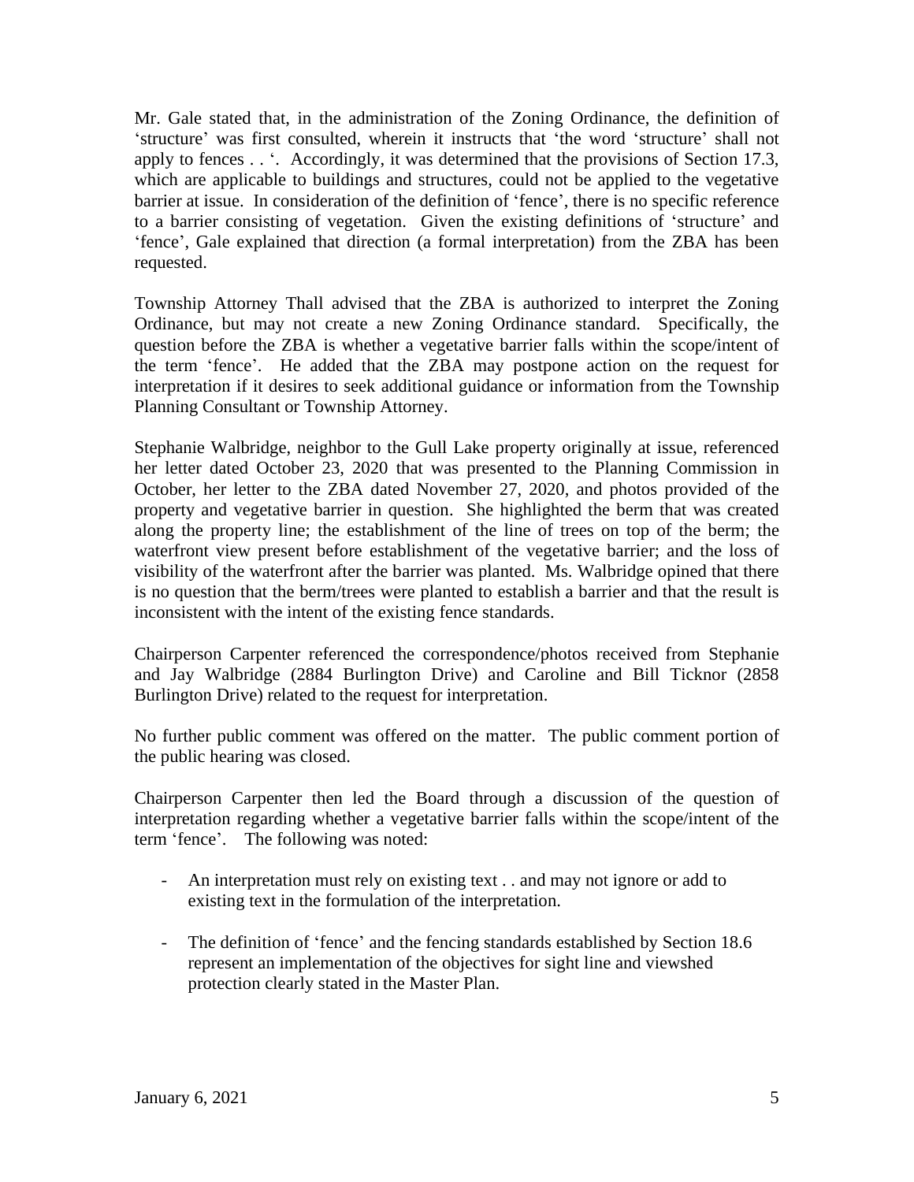Mr. Gale stated that, in the administration of the Zoning Ordinance, the definition of 'structure' was first consulted, wherein it instructs that 'the word 'structure' shall not apply to fences . . '. Accordingly, it was determined that the provisions of Section 17.3, which are applicable to buildings and structures, could not be applied to the vegetative barrier at issue. In consideration of the definition of 'fence', there is no specific reference to a barrier consisting of vegetation. Given the existing definitions of 'structure' and 'fence', Gale explained that direction (a formal interpretation) from the ZBA has been requested.

Township Attorney Thall advised that the ZBA is authorized to interpret the Zoning Ordinance, but may not create a new Zoning Ordinance standard. Specifically, the question before the ZBA is whether a vegetative barrier falls within the scope/intent of the term 'fence'. He added that the ZBA may postpone action on the request for interpretation if it desires to seek additional guidance or information from the Township Planning Consultant or Township Attorney.

Stephanie Walbridge, neighbor to the Gull Lake property originally at issue, referenced her letter dated October 23, 2020 that was presented to the Planning Commission in October, her letter to the ZBA dated November 27, 2020, and photos provided of the property and vegetative barrier in question. She highlighted the berm that was created along the property line; the establishment of the line of trees on top of the berm; the waterfront view present before establishment of the vegetative barrier; and the loss of visibility of the waterfront after the barrier was planted. Ms. Walbridge opined that there is no question that the berm/trees were planted to establish a barrier and that the result is inconsistent with the intent of the existing fence standards.

Chairperson Carpenter referenced the correspondence/photos received from Stephanie and Jay Walbridge (2884 Burlington Drive) and Caroline and Bill Ticknor (2858 Burlington Drive) related to the request for interpretation.

No further public comment was offered on the matter. The public comment portion of the public hearing was closed.

Chairperson Carpenter then led the Board through a discussion of the question of interpretation regarding whether a vegetative barrier falls within the scope/intent of the term 'fence'. The following was noted:

- An interpretation must rely on existing text . . and may not ignore or add to existing text in the formulation of the interpretation.

- The definition of 'fence' and the fencing standards established by Section 18.6 represent an implementation of the objectives for sight line and viewshed protection clearly stated in the Master Plan.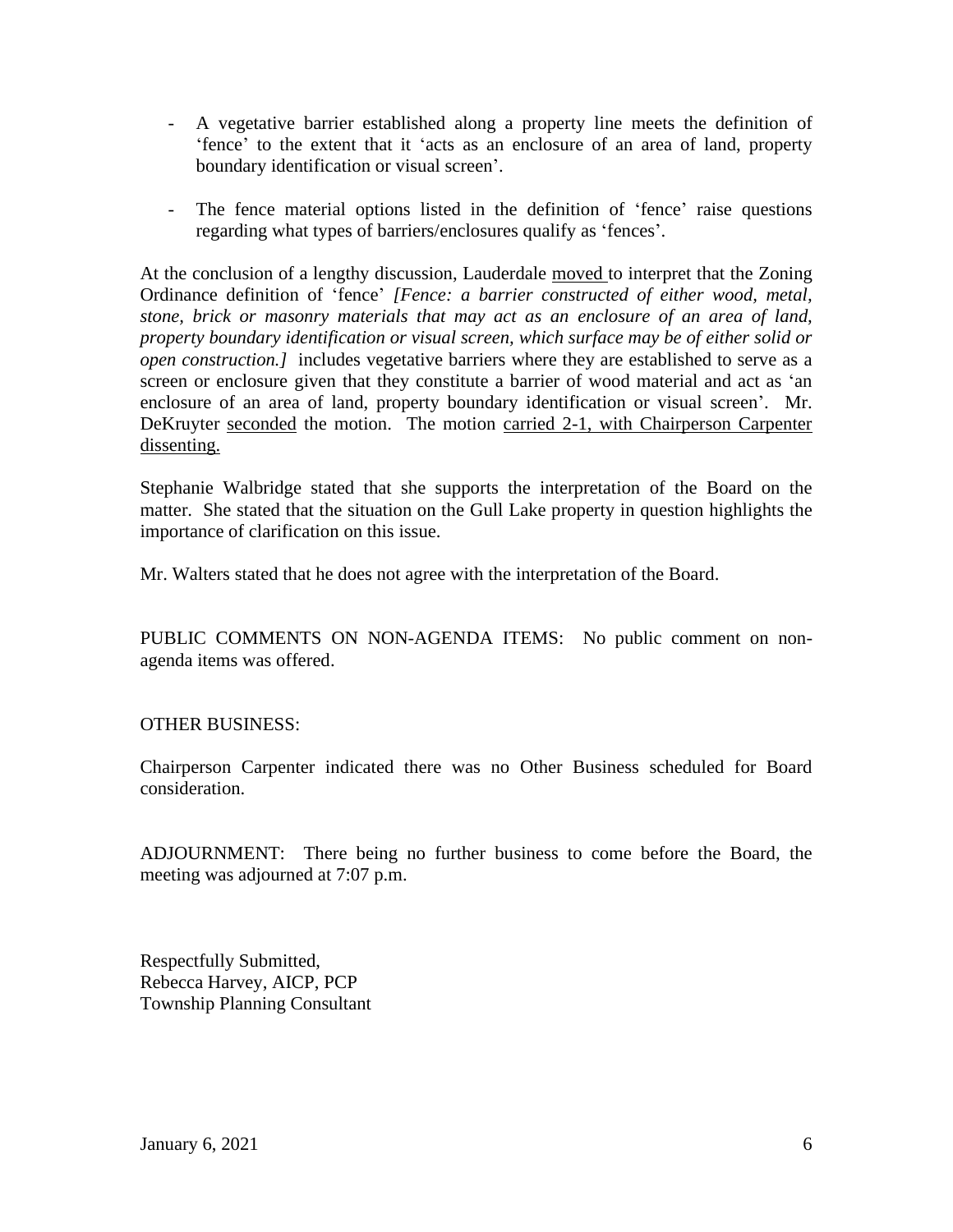- A vegetative barrier established along a property line meets the definition of 'fence' to the extent that it 'acts as an enclosure of an area of land, property boundary identification or visual screen'.

- The fence material options listed in the definition of 'fence' raise questions regarding what types of barriers/enclosures qualify as 'fences'.

At the conclusion of a lengthy discussion, Lauderdale moved to interpret that the Zoning Ordinance definition of 'fence' *[Fence: a barrier constructed of either wood, metal, stone, brick or masonry materials that may act as an enclosure of an area of land, property boundary identification or visual screen, which surface may be of either solid or open construction.]* includes vegetative barriers where they are established to serve as a screen or enclosure given that they constitute a barrier of wood material and act as 'an enclosure of an area of land, property boundary identification or visual screen'. Mr. DeKruyter seconded the motion. The motion carried 2-1, with Chairperson Carpenter dissenting.

Stephanie Walbridge stated that she supports the interpretation of the Board on the matter. She stated that the situation on the Gull Lake property in question highlights the importance of clarification on this issue.

Mr. Walters stated that he does not agree with the interpretation of the Board.

PUBLIC COMMENTS ON NON-AGENDA ITEMS: No public comment on non-agenda items was offered.

OTHER BUSINESS:

Chairperson Carpenter indicated there was no Other Business scheduled for Board consideration.

ADJOURNMENT: There being no further business to come before the Board, the meeting was adjourned at 7:07 p.m.

Respectfully Submitted,
Rebecca Harvey, AICP, PCP
Township Planning Consultant

January 6, 2021